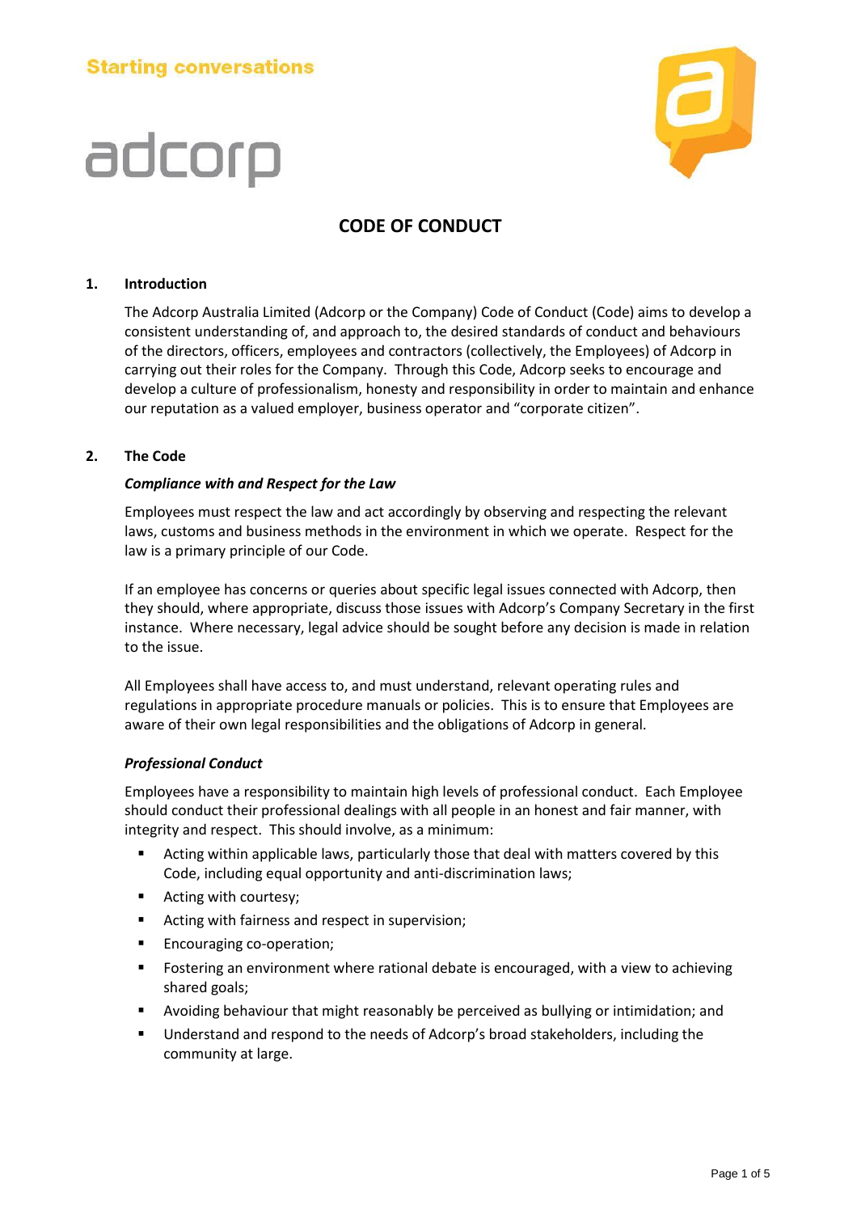Starting conversations

adcorp

# CODE OF CONDUCT

## 1. Introduction

The Adcorp Australia Limited (Adcorp or the Company) Code of Conduct (Code) aims to develop a consistent understanding of, and approach to, the desired standards of conduct and behaviours of the directors, officers, employees and contractors (collectively, the Employees) of Adcorp in carrying out their roles for the Company. Through this Code, Adcorp seeks to encourage and develop a culture of professionalism, honesty and responsibility in order to maintain and enhance our reputation as a valued employer, business operator and "corporate citizen".

## 2. The Code

### *Compliance with and Respect for the Law*

Employees must respect the law and act accordingly by observing and respecting the relevant laws, customs and business methods in the environment in which we operate. Respect for the law is a primary principle of our Code.

If an employee has concerns or queries about specific legal issues connected with Adcorp, then they should, where appropriate, discuss those issues with Adcorp's Company Secretary in the first instance. Where necessary, legal advice should be sought before any decision is made in relation to the issue.

All Employees shall have access to, and must understand, relevant operating rules and regulations in appropriate procedure manuals or policies. This is to ensure that Employees are aware of their own legal responsibilities and the obligations of Adcorp in general.

### *Professional Conduct*

Employees have a responsibility to maintain high levels of professional conduct. Each Employee should conduct their professional dealings with all people in an honest and fair manner, with integrity and respect. This should involve, as a minimum:

- Acting within applicable laws, particularly those that deal with matters covered by this Code, including equal opportunity and anti-discrimination laws;
- Acting with courtesy;
- Acting with fairness and respect in supervision;
- Encouraging co-operation;
- Fostering an environment where rational debate is encouraged, with a view to achieving shared goals;
- Avoiding behaviour that might reasonably be perceived as bullying or intimidation; and
- Understand and respond to the needs of Adcorp's broad stakeholders, including the community at large.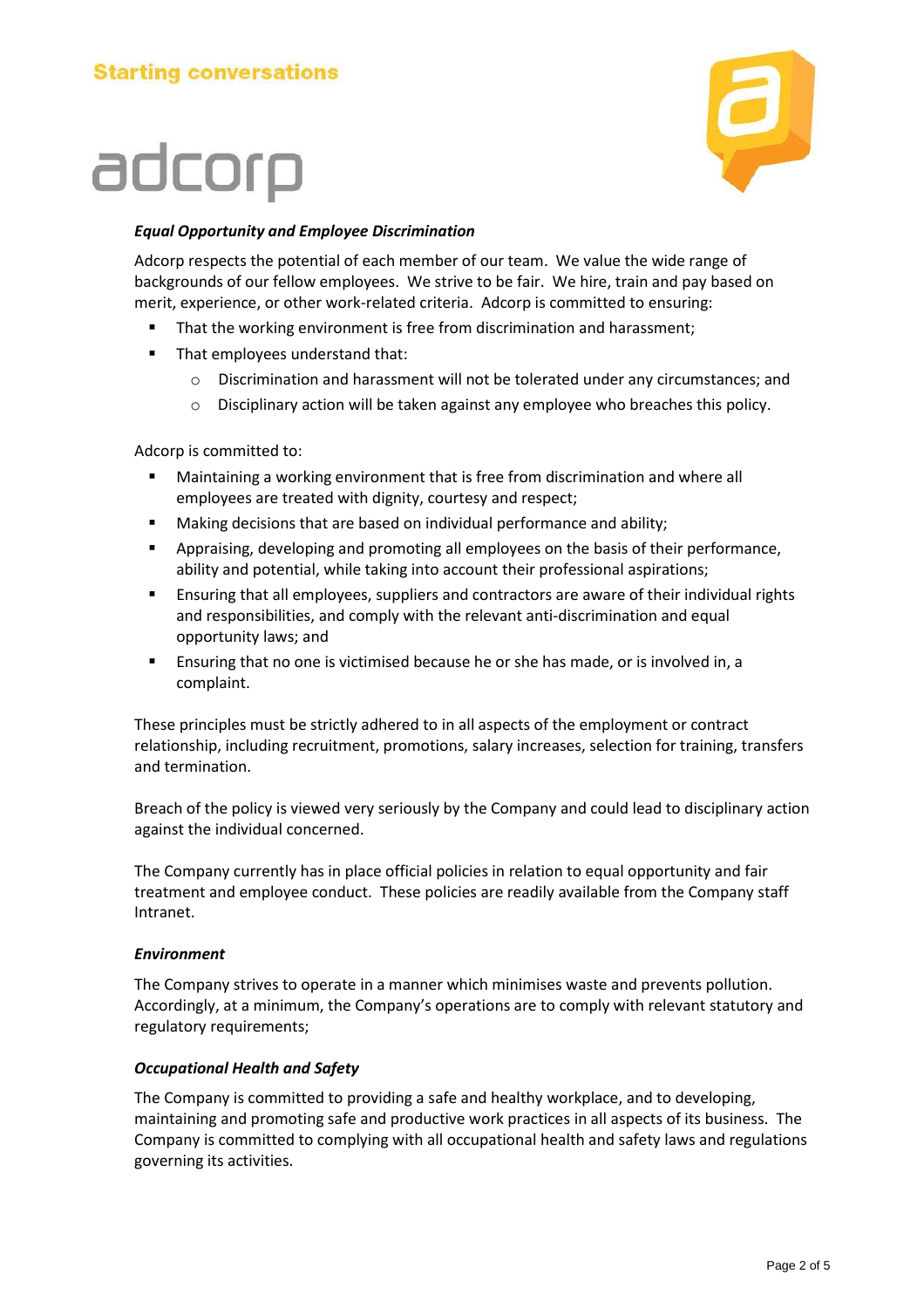***Equal Opportunity and Employee Discrimination***

Adcorp respects the potential of each member of our team. We value the wide range of backgrounds of our fellow employees. We strive to be fair. We hire, train and pay based on merit, experience, or other work-related criteria. Adcorp is committed to ensuring:

- That the working environment is free from discrimination and harassment;
- That employees understand that:
  - Discrimination and harassment will not be tolerated under any circumstances; and
  - Disciplinary action will be taken against any employee who breaches this policy.

Adcorp is committed to:

- Maintaining a working environment that is free from discrimination and where all employees are treated with dignity, courtesy and respect;
- Making decisions that are based on individual performance and ability;
- Appraising, developing and promoting all employees on the basis of their performance, ability and potential, while taking into account their professional aspirations;
- Ensuring that all employees, suppliers and contractors are aware of their individual rights and responsibilities, and comply with the relevant anti-discrimination and equal opportunity laws; and
- Ensuring that no one is victimised because he or she has made, or is involved in, a complaint.

These principles must be strictly adhered to in all aspects of the employment or contract relationship, including recruitment, promotions, salary increases, selection for training, transfers and termination.

Breach of the policy is viewed very seriously by the Company and could lead to disciplinary action against the individual concerned.

The Company currently has in place official policies in relation to equal opportunity and fair treatment and employee conduct. These policies are readily available from the Company staff Intranet.

***Environment***

The Company strives to operate in a manner which minimises waste and prevents pollution. Accordingly, at a minimum, the Company's operations are to comply with relevant statutory and regulatory requirements;

***Occupational Health and Safety***

The Company is committed to providing a safe and healthy workplace, and to developing, maintaining and promoting safe and productive work practices in all aspects of its business. The Company is committed to complying with all occupational health and safety laws and regulations governing its activities.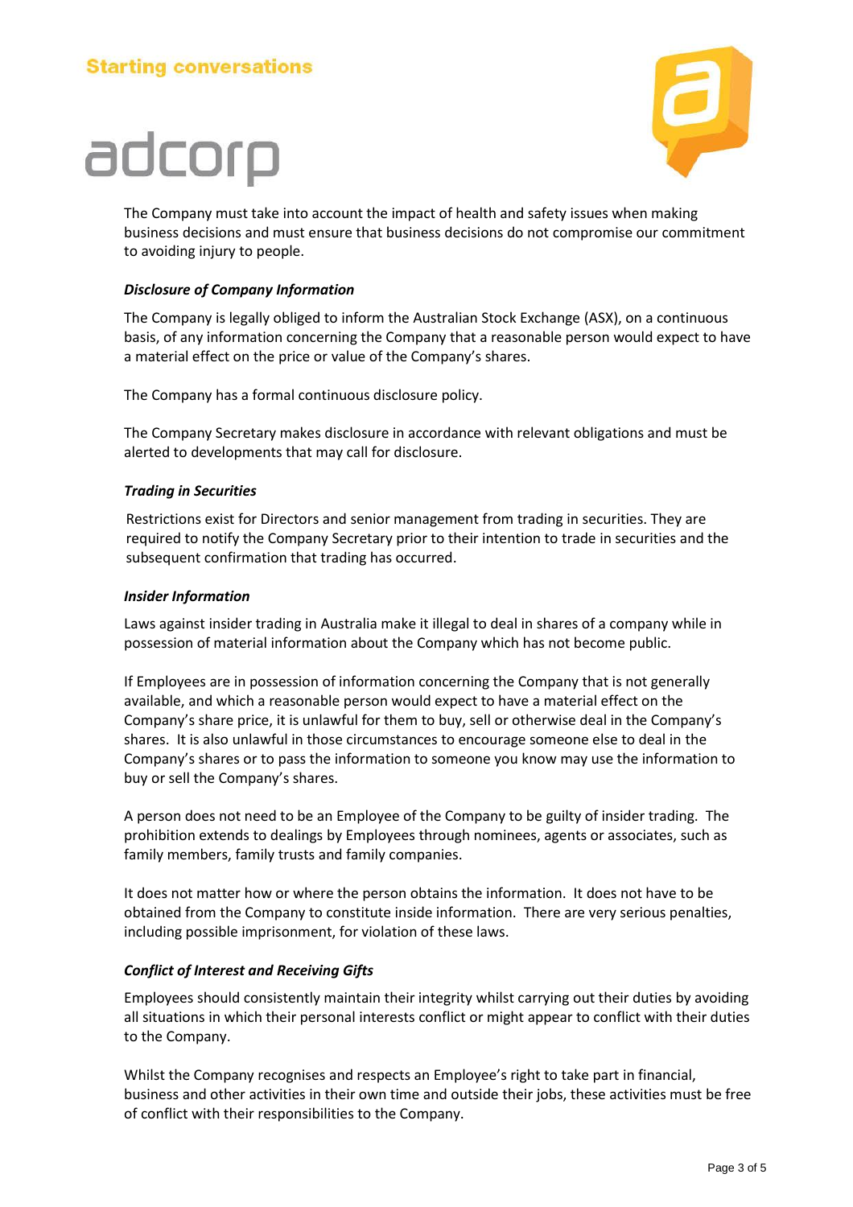The Company must take into account the impact of health and safety issues when making business decisions and must ensure that business decisions do not compromise our commitment to avoiding injury to people.

***Disclosure of Company Information***

The Company is legally obliged to inform the Australian Stock Exchange (ASX), on a continuous basis, of any information concerning the Company that a reasonable person would expect to have a material effect on the price or value of the Company's shares.

The Company has a formal continuous disclosure policy.

The Company Secretary makes disclosure in accordance with relevant obligations and must be alerted to developments that may call for disclosure.

***Trading in Securities***

Restrictions exist for Directors and senior management from trading in securities. They are required to notify the Company Secretary prior to their intention to trade in securities and the subsequent confirmation that trading has occurred.

***Insider Information***

Laws against insider trading in Australia make it illegal to deal in shares of a company while in possession of material information about the Company which has not become public.

If Employees are in possession of information concerning the Company that is not generally available, and which a reasonable person would expect to have a material effect on the Company's share price, it is unlawful for them to buy, sell or otherwise deal in the Company's shares. It is also unlawful in those circumstances to encourage someone else to deal in the Company's shares or to pass the information to someone you know may use the information to buy or sell the Company's shares.

A person does not need to be an Employee of the Company to be guilty of insider trading. The prohibition extends to dealings by Employees through nominees, agents or associates, such as family members, family trusts and family companies.

It does not matter how or where the person obtains the information. It does not have to be obtained from the Company to constitute inside information. There are very serious penalties, including possible imprisonment, for violation of these laws.

***Conflict of Interest and Receiving Gifts***

Employees should consistently maintain their integrity whilst carrying out their duties by avoiding all situations in which their personal interests conflict or might appear to conflict with their duties to the Company.

Whilst the Company recognises and respects an Employee's right to take part in financial, business and other activities in their own time and outside their jobs, these activities must be free of conflict with their responsibilities to the Company.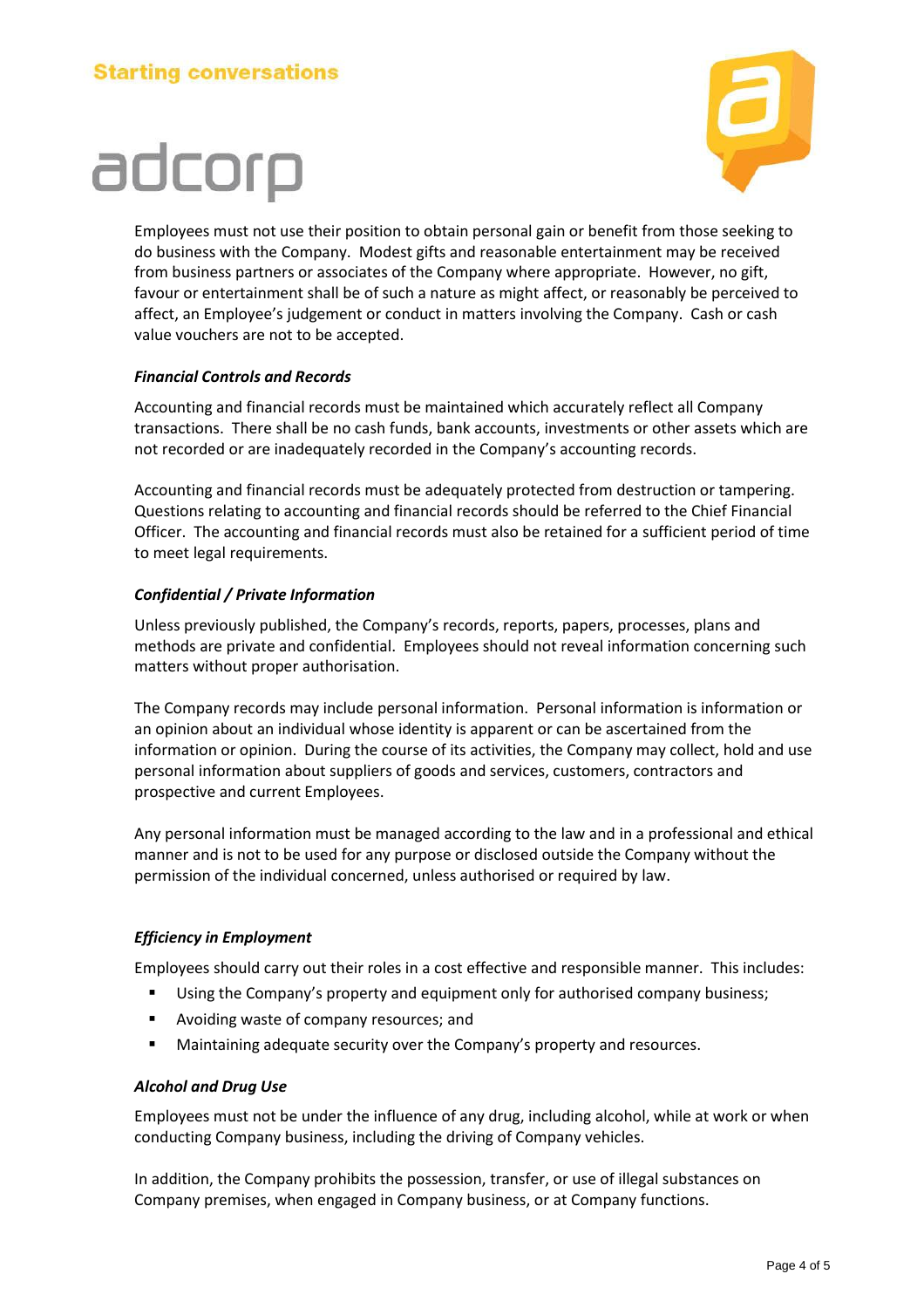Employees must not use their position to obtain personal gain or benefit from those seeking to do business with the Company. Modest gifts and reasonable entertainment may be received from business partners or associates of the Company where appropriate. However, no gift, favour or entertainment shall be of such a nature as might affect, or reasonably be perceived to affect, an Employee's judgement or conduct in matters involving the Company. Cash or cash value vouchers are not to be accepted.

***Financial Controls and Records***

Accounting and financial records must be maintained which accurately reflect all Company transactions. There shall be no cash funds, bank accounts, investments or other assets which are not recorded or are inadequately recorded in the Company's accounting records.

Accounting and financial records must be adequately protected from destruction or tampering. Questions relating to accounting and financial records should be referred to the Chief Financial Officer. The accounting and financial records must also be retained for a sufficient period of time to meet legal requirements.

***Confidential / Private Information***

Unless previously published, the Company's records, reports, papers, processes, plans and methods are private and confidential. Employees should not reveal information concerning such matters without proper authorisation.

The Company records may include personal information. Personal information is information or an opinion about an individual whose identity is apparent or can be ascertained from the information or opinion. During the course of its activities, the Company may collect, hold and use personal information about suppliers of goods and services, customers, contractors and prospective and current Employees.

Any personal information must be managed according to the law and in a professional and ethical manner and is not to be used for any purpose or disclosed outside the Company without the permission of the individual concerned, unless authorised or required by law.

***Efficiency in Employment***

Employees should carry out their roles in a cost effective and responsible manner. This includes:

- Using the Company's property and equipment only for authorised company business;
- Avoiding waste of company resources; and
- Maintaining adequate security over the Company's property and resources.

***Alcohol and Drug Use***

Employees must not be under the influence of any drug, including alcohol, while at work or when conducting Company business, including the driving of Company vehicles.

In addition, the Company prohibits the possession, transfer, or use of illegal substances on Company premises, when engaged in Company business, or at Company functions.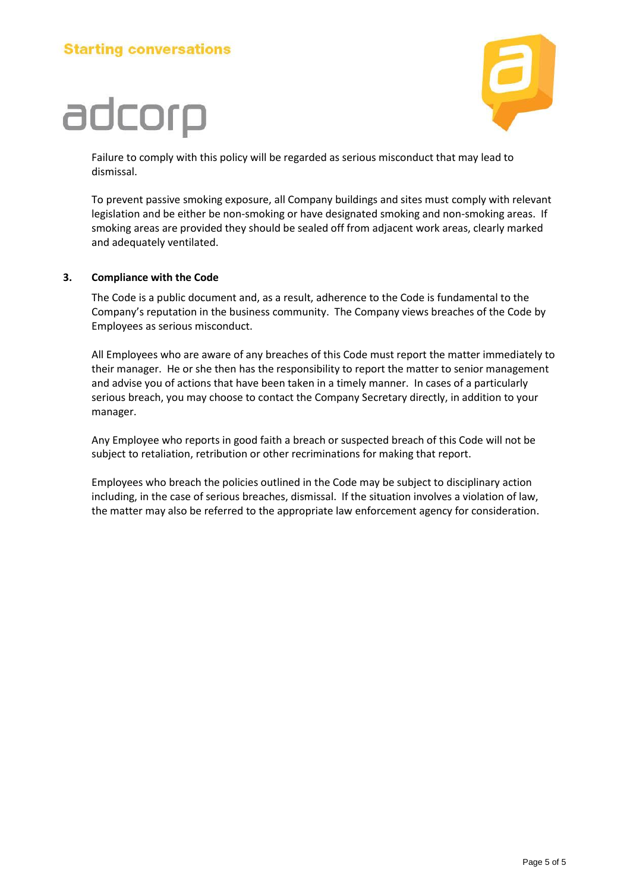Failure to comply with this policy will be regarded as serious misconduct that may lead to dismissal.

To prevent passive smoking exposure, all Company buildings and sites must comply with relevant legislation and be either be non-smoking or have designated smoking and non-smoking areas. If smoking areas are provided they should be sealed off from adjacent work areas, clearly marked and adequately ventilated.

## 3. Compliance with the Code

The Code is a public document and, as a result, adherence to the Code is fundamental to the Company's reputation in the business community. The Company views breaches of the Code by Employees as serious misconduct.

All Employees who are aware of any breaches of this Code must report the matter immediately to their manager. He or she then has the responsibility to report the matter to senior management and advise you of actions that have been taken in a timely manner. In cases of a particularly serious breach, you may choose to contact the Company Secretary directly, in addition to your manager.

Any Employee who reports in good faith a breach or suspected breach of this Code will not be subject to retaliation, retribution or other recriminations for making that report.

Employees who breach the policies outlined in the Code may be subject to disciplinary action including, in the case of serious breaches, dismissal. If the situation involves a violation of law, the matter may also be referred to the appropriate law enforcement agency for consideration.